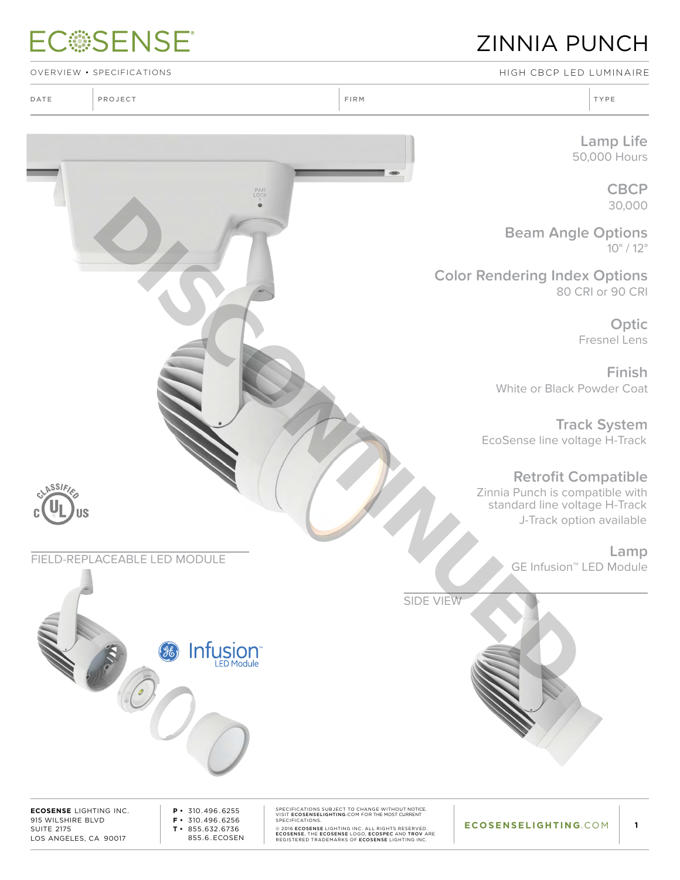# ZINNIA PUNCH

OVERVIEW • SPECIFICATIONS

HIGH CBCP LED LUMINAIRE

| DATE | PROJECT | FIRM | TYPE |
|---|---|---|---|
| | | | |

DISCONTINUED

**Lamp Life**
50,000 Hours

**CBCP**
30,000

**Beam Angle Options**
10° / 12°

**Color Rendering Index Options**
80 CRI or 90 CRI

**Optic**
Fresnel Lens

**Finish**
White or Black Powder Coat

**Track System**
EcoSense line voltage H-Track

**Retrofit Compatible**
Zinnia Punch is compatible with standard line voltage H-Track
J-Track option available

**Lamp**
GE Infusion™ LED Module

FIELD-REPLACEABLE LED MODULE

Infusion™ LED Module

SIDE VIEW

**ECOSENSE** LIGHTING INC.
915 WILSHIRE BLVD
SUITE 2175
LOS ANGELES, CA 90017

**P** • 310.496.6255
**F** • 310.496.6256
**T** • 855.632.6736
855.6.ECOSEN

SPECIFICATIONS SUBJECT TO CHANGE WITHOUT NOTICE. VISIT **ECOSENSELIGHTING**.COM FOR THE MOST CURRENT SPECIFICATIONS.

© 2016 **ECOSENSE** LIGHTING INC. ALL RIGHTS RESERVED. **ECOSENSE**, THE **ECOSENSE** LOGO, **ECOSPEC** AND **TROV** ARE REGISTERED TRADEMARKS OF **ECOSENSE** LIGHTING INC.

**ECOSENSELIGHTING**.COM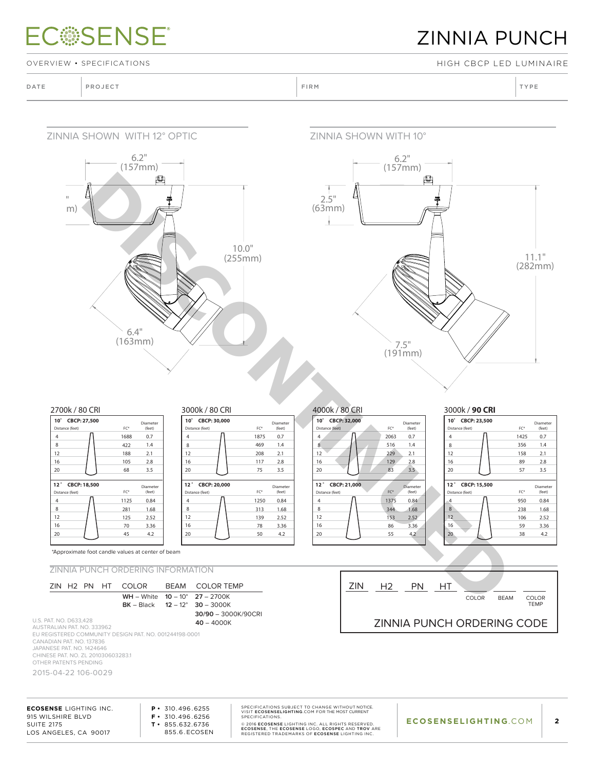# ZINNIA PUNCH

OVERVIEW • SPECIFICATIONS

HIGH CBCP LED LUMINAIRE

| DATE | PROJECT | FIRM | TYPE |
|---|---|---|---|
| | | | |

DISCONTINUED

ZINNIA SHOWN WITH 12° OPTIC

6.2" (157mm)

10.0" (255mm)

6.4" (163mm)

ZINNIA SHOWN WITH 10°

6.2" (157mm)

2.5" (63mm)

11.1" (282mm)

7.5" (191mm)

### 2700k / 80 CRI

| Distance (feet) | FC* | Diameter (feet) |
|---|---|---|
| **10° CBCP: 27,500** | | |
| 4 | 1688 | 0.7 |
| 8 | 422 | 1.4 |
| 12 | 188 | 2.1 |
| 16 | 105 | 2.8 |
| 20 | 68 | 3.5 |
| **12° CBCP: 18,500** | | |
| 4 | 1125 | 0.84 |
| 8 | 281 | 1.68 |
| 12 | 125 | 2.52 |
| 16 | 70 | 3.36 |
| 20 | 45 | 4.2 |

### 3000k / 80 CRI

| Distance (feet) | FC* | Diameter (feet) |
|---|---|---|
| **10° CBCP: 30,000** | | |
| 4 | 1875 | 0.7 |
| 8 | 469 | 1.4 |
| 12 | 208 | 2.1 |
| 16 | 117 | 2.8 |
| 20 | 75 | 3.5 |
| **12° CBCP: 20,000** | | |
| 4 | 1250 | 0.84 |
| 8 | 313 | 1.68 |
| 12 | 139 | 2.52 |
| 16 | 78 | 3.36 |
| 20 | 50 | 4.2 |

### 4000k / 80 CRI

| Distance (feet) | FC* | Diameter (feet) |
|---|---|---|
| **10° CBCP: 32,000** | | |
| 4 | 2063 | 0.7 |
| 8 | 516 | 1.4 |
| 12 | 229 | 2.1 |
| 16 | 129 | 2.8 |
| 20 | 83 | 3.5 |
| **12° CBCP: 21,000** | | |
| 4 | 1375 | 0.84 |
| 8 | 344 | 1.68 |
| 12 | 153 | 2.52 |
| 16 | 86 | 3.36 |
| 20 | 55 | 4.2 |

### 3000k / **90 CRI**

| Distance (feet) | FC* | Diameter (feet) |
|---|---|---|
| **10° CBCP: 23,500** | | |
| 4 | 1425 | 0.7 |
| 8 | 356 | 1.4 |
| 12 | 158 | 2.1 |
| 16 | 89 | 2.8 |
| 20 | 57 | 3.5 |
| **12° CBCP: 15,500** | | |
| 4 | 950 | 0.84 |
| 8 | 238 | 1.68 |
| 12 | 106 | 2.52 |
| 16 | 59 | 3.36 |
| 20 | 38 | 4.2 |

*Approximate foot candle values at center of beam

## ZINNIA PUNCH ORDERING INFORMATION

| ZIN H2 PN HT | COLOR | BEAM | COLOR TEMP |
|---|---|---|---|
| | **WH** – White | **10** – 10° | **27** – 2700K |
| | **BK** – Black | **12** – 12° | **30** – 3000K |
| | | | **30/90** – 3000K/90CRI |
| | | | **40** – 4000K |

| ZIN | H2 | PN | HT | COLOR | BEAM | COLOR TEMP |
|---|---|---|---|---|---|---|
| | | | | | | |

ZINNIA PUNCH ORDERING CODE

U.S. PAT. NO. D633,428
AUSTRALIAN PAT. NO. 333962
EU REGISTERED COMMUNITY DESIGN PAT. NO. 001244198-0001
CANADIAN PAT. NO. 137836
JAPANESE PAT. NO. 1424646
CHINESE PAT. NO. ZL 201030603283.1
OTHER PATENTS PENDING

2015-04-22 106-0029

**ECOSENSE** LIGHTING INC.
915 WILSHIRE BLVD
SUITE 2175
LOS ANGELES, CA 90017

**P** • 310.496.6255
**F** • 310.496.6256
**T** • 855.632.6736
855.6.ECOSEN

SPECIFICATIONS SUBJECT TO CHANGE WITHOUT NOTICE. VISIT **ECOSENSELIGHTING**.COM FOR THE MOST CURRENT SPECIFICATIONS.

© 2016 **ECOSENSE** LIGHTING INC. ALL RIGHTS RESERVED. **ECOSENSE**, THE **ECOSENSE** LOGO, **ECOSPEC** AND **TROV** ARE REGISTERED TRADEMARKS OF **ECOSENSE** LIGHTING INC.

**ECOSENSELIGHTING**.COM